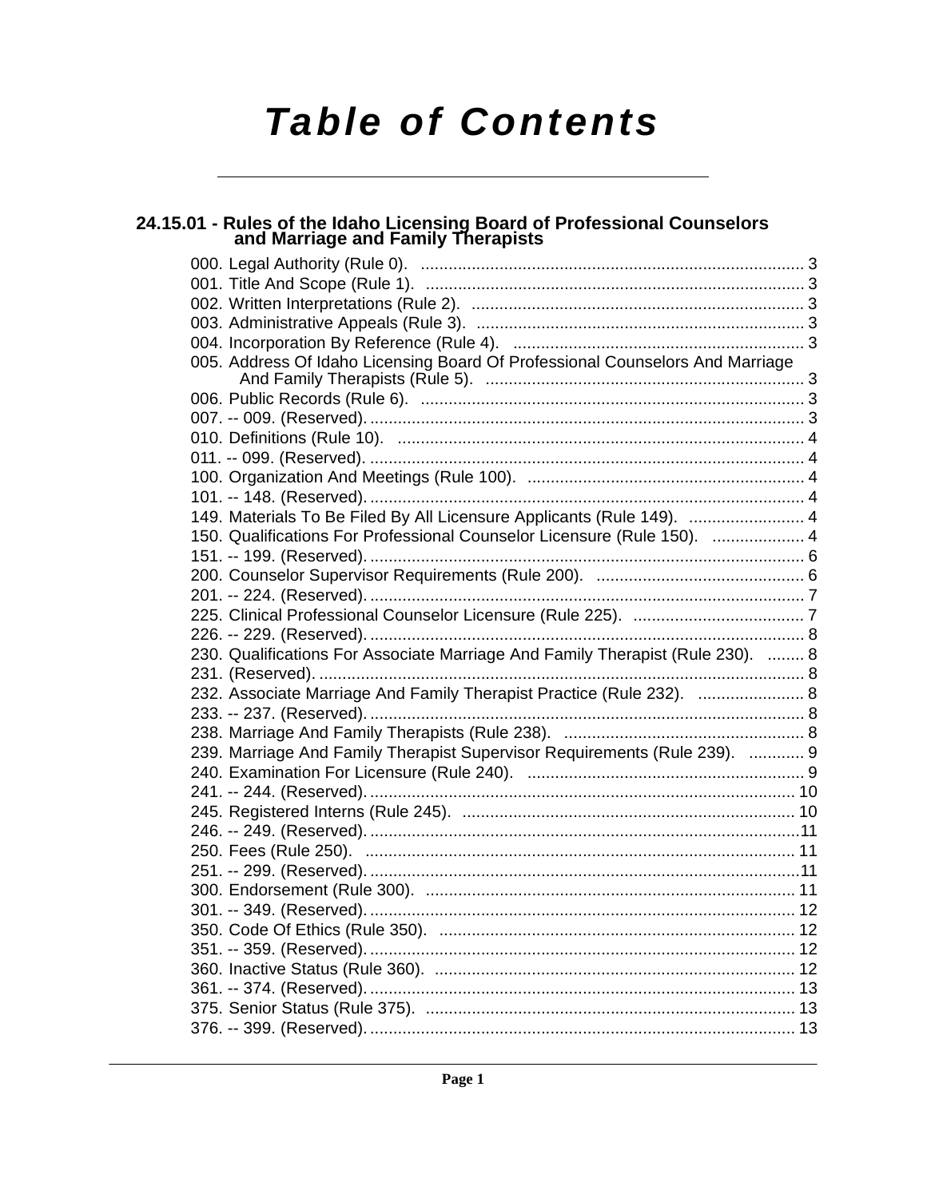# Table of Contents

## 24.15.01 - Rules of the Idaho Licensing Board of Professional Counselors and Marriage and Family Therapists

000. Legal Authority (Rule 0). .................................................................................... 3
001. Title And Scope (Rule 1). .................................................................................. 3
002. Written Interpretations (Rule 2). ........................................................................ 3
003. Administrative Appeals (Rule 3). ....................................................................... 3
004. Incorporation By Reference (Rule 4). ................................................................ 3
005. Address Of Idaho Licensing Board Of Professional Counselors And Marriage And Family Therapists (Rule 5). ..................................................................... 3
006. Public Records (Rule 6). .................................................................................... 3
007. -- 009. (Reserved). ............................................................................................... 3
010. Definitions (Rule 10). ......................................................................................... 4
011. -- 099. (Reserved). ............................................................................................... 4
100. Organization And Meetings (Rule 100). ............................................................ 4
101. -- 148. (Reserved). ............................................................................................... 4
149. Materials To Be Filed By All Licensure Applicants (Rule 149). ......................... 4
150. Qualifications For Professional Counselor Licensure (Rule 150). .................... 4
151. -- 199. (Reserved). ............................................................................................... 6
200. Counselor Supervisor Requirements (Rule 200). ............................................. 6
201. -- 224. (Reserved). ............................................................................................... 7
225. Clinical Professional Counselor Licensure (Rule 225). ..................................... 7
226. -- 229. (Reserved). ............................................................................................... 8
230. Qualifications For Associate Marriage And Family Therapist (Rule 230). ........ 8
231. (Reserved). .......................................................................................................... 8
232. Associate Marriage And Family Therapist Practice (Rule 232). ....................... 8
233. -- 237. (Reserved). ............................................................................................... 8
238. Marriage And Family Therapists (Rule 238). .................................................... 8
239. Marriage And Family Therapist Supervisor Requirements (Rule 239). ............ 9
240. Examination For Licensure (Rule 240). ............................................................ 9
241. -- 244. (Reserved). ............................................................................................. 10
245. Registered Interns (Rule 245). ......................................................................... 10
246. -- 249. (Reserved). ............................................................................................. 11
250. Fees (Rule 250). ............................................................................................... 11
251. -- 299. (Reserved). ............................................................................................. 11
300. Endorsement (Rule 300). ................................................................................. 11
301. -- 349. (Reserved). ............................................................................................. 12
350. Code Of Ethics (Rule 350). .............................................................................. 12
351. -- 359. (Reserved). ............................................................................................. 12
360. Inactive Status (Rule 360). ............................................................................... 12
361. -- 374. (Reserved). ............................................................................................. 13
375. Senior Status (Rule 375). ................................................................................. 13
376. -- 399. (Reserved). ............................................................................................. 13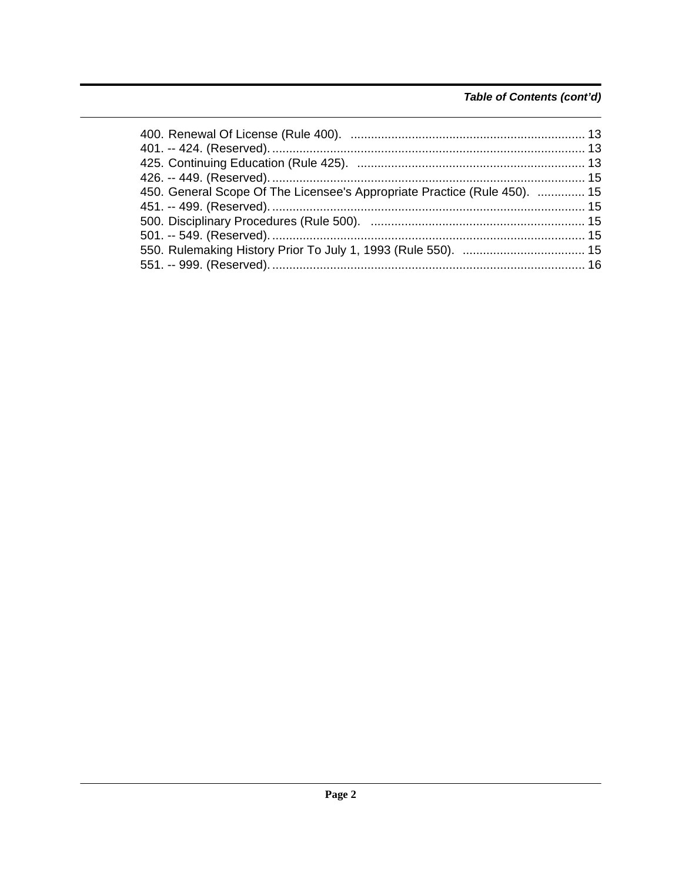*Table of Contents (cont'd)*

400. Renewal Of License (Rule 400). .................................................................... 13
401. -- 424. (Reserved). ........................................................................................... 13
425. Continuing Education (Rule 425). .................................................................. 13
426. -- 449. (Reserved). ........................................................................................... 15
450. General Scope Of The Licensee's Appropriate Practice (Rule 450). ............. 15
451. -- 499. (Reserved). ........................................................................................... 15
500. Disciplinary Procedures (Rule 500). .............................................................. 15
501. -- 549. (Reserved). ........................................................................................... 15
550. Rulemaking History Prior To July 1, 1993 (Rule 550). .................................... 15
551. -- 999. (Reserved). ........................................................................................... 16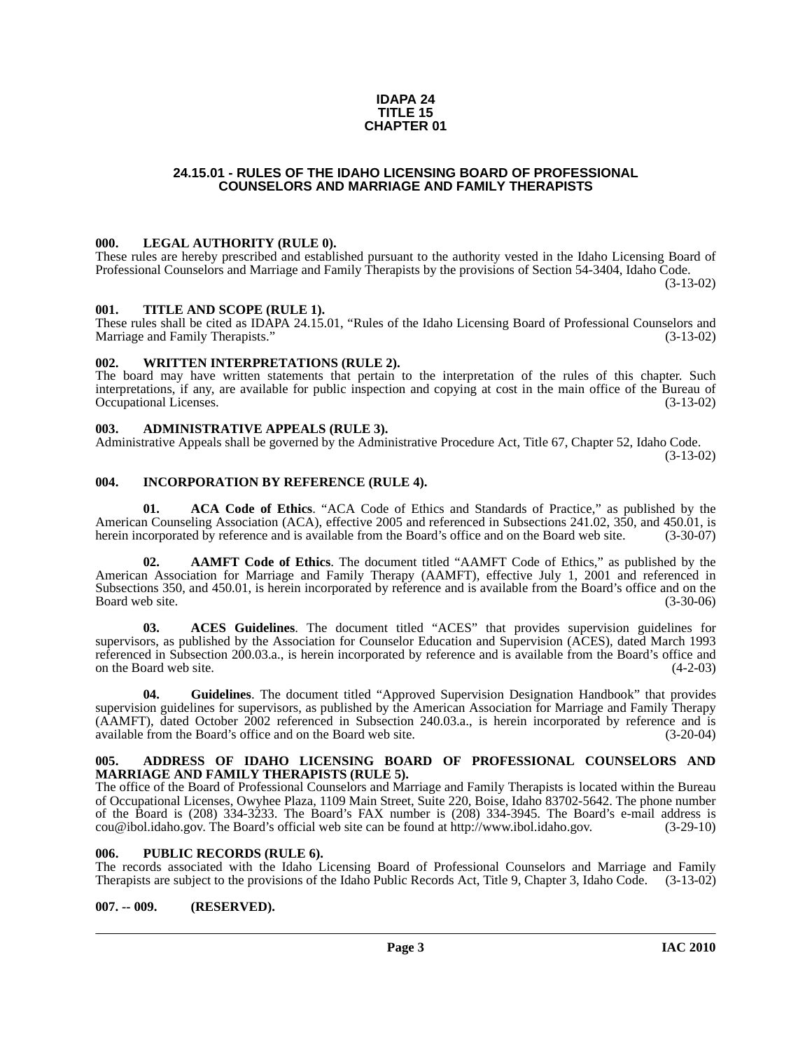**IDAPA 24**
**TITLE 15**
**CHAPTER 01**

## 24.15.01 - RULES OF THE IDAHO LICENSING BOARD OF PROFESSIONAL COUNSELORS AND MARRIAGE AND FAMILY THERAPISTS

### 000. LEGAL AUTHORITY (RULE 0).

These rules are hereby prescribed and established pursuant to the authority vested in the Idaho Licensing Board of Professional Counselors and Marriage and Family Therapists by the provisions of Section 54-3404, Idaho Code. (3-13-02)

### 001. TITLE AND SCOPE (RULE 1).

These rules shall be cited as IDAPA 24.15.01, "Rules of the Idaho Licensing Board of Professional Counselors and Marriage and Family Therapists." (3-13-02)

### 002. WRITTEN INTERPRETATIONS (RULE 2).

The board may have written statements that pertain to the interpretation of the rules of this chapter. Such interpretations, if any, are available for public inspection and copying at cost in the main office of the Bureau of Occupational Licenses. (3-13-02)

### 003. ADMINISTRATIVE APPEALS (RULE 3).

Administrative Appeals shall be governed by the Administrative Procedure Act, Title 67, Chapter 52, Idaho Code. (3-13-02)

### 004. INCORPORATION BY REFERENCE (RULE 4).

**01. ACA Code of Ethics**. "ACA Code of Ethics and Standards of Practice," as published by the American Counseling Association (ACA), effective 2005 and referenced in Subsections 241.02, 350, and 450.01, is herein incorporated by reference and is available from the Board's office and on the Board web site. (3-30-07)

**02. AAMFT Code of Ethics**. The document titled "AAMFT Code of Ethics," as published by the American Association for Marriage and Family Therapy (AAMFT), effective July 1, 2001 and referenced in Subsections 350, and 450.01, is herein incorporated by reference and is available from the Board's office and on the Board web site. (3-30-06)

**03. ACES Guidelines**. The document titled "ACES" that provides supervision guidelines for supervisors, as published by the Association for Counselor Education and Supervision (ACES), dated March 1993 referenced in Subsection 200.03.a., is herein incorporated by reference and is available from the Board's office and on the Board web site. (4-2-03)

**04. Guidelines**. The document titled "Approved Supervision Designation Handbook" that provides supervision guidelines for supervisors, as published by the American Association for Marriage and Family Therapy (AAMFT), dated October 2002 referenced in Subsection 240.03.a., is herein incorporated by reference and is available from the Board's office and on the Board web site. (3-20-04)

### 005. ADDRESS OF IDAHO LICENSING BOARD OF PROFESSIONAL COUNSELORS AND MARRIAGE AND FAMILY THERAPISTS (RULE 5).

The office of the Board of Professional Counselors and Marriage and Family Therapists is located within the Bureau of Occupational Licenses, Owyhee Plaza, 1109 Main Street, Suite 220, Boise, Idaho 83702-5642. The phone number of the Board is (208) 334-3233. The Board's FAX number is (208) 334-3945. The Board's e-mail address is cou@ibol.idaho.gov. The Board's official web site can be found at http://www.ibol.idaho.gov. (3-29-10)

### 006. PUBLIC RECORDS (RULE 6).

The records associated with the Idaho Licensing Board of Professional Counselors and Marriage and Family Therapists are subject to the provisions of the Idaho Public Records Act, Title 9, Chapter 3, Idaho Code. (3-13-02)

### 007. -- 009. (RESERVED).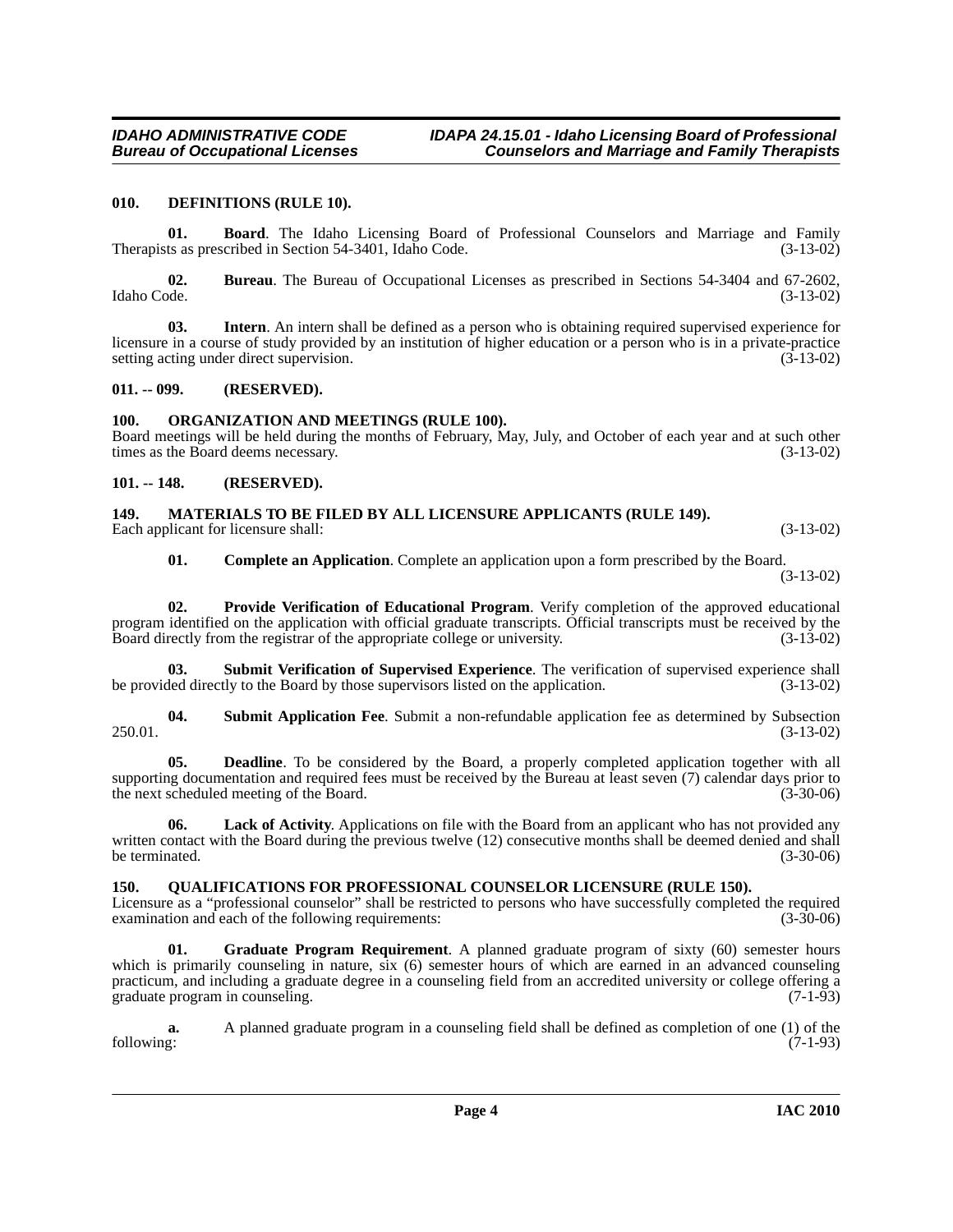### 010. DEFINITIONS (RULE 10).

**01. Board**. The Idaho Licensing Board of Professional Counselors and Marriage and Family Therapists as prescribed in Section 54-3401, Idaho Code. (3-13-02)

**02. Bureau**. The Bureau of Occupational Licenses as prescribed in Sections 54-3404 and 67-2602, Idaho Code. (3-13-02)

**03. Intern**. An intern shall be defined as a person who is obtaining required supervised experience for licensure in a course of study provided by an institution of higher education or a person who is in a private-practice setting acting under direct supervision. (3-13-02)

### 011. -- 099. (RESERVED).

### 100. ORGANIZATION AND MEETINGS (RULE 100).

Board meetings will be held during the months of February, May, July, and October of each year and at such other times as the Board deems necessary. (3-13-02)

### 101. -- 148. (RESERVED).

### 149. MATERIALS TO BE FILED BY ALL LICENSURE APPLICANTS (RULE 149).

Each applicant for licensure shall: (3-13-02)

**01. Complete an Application**. Complete an application upon a form prescribed by the Board. (3-13-02)

**02. Provide Verification of Educational Program**. Verify completion of the approved educational program identified on the application with official graduate transcripts. Official transcripts must be received by the Board directly from the registrar of the appropriate college or university. (3-13-02)

**03. Submit Verification of Supervised Experience**. The verification of supervised experience shall be provided directly to the Board by those supervisors listed on the application. (3-13-02)

**04. Submit Application Fee**. Submit a non-refundable application fee as determined by Subsection 250.01. (3-13-02)

**05. Deadline**. To be considered by the Board, a properly completed application together with all supporting documentation and required fees must be received by the Bureau at least seven (7) calendar days prior to the next scheduled meeting of the Board. (3-30-06)

**06. Lack of Activity**. Applications on file with the Board from an applicant who has not provided any written contact with the Board during the previous twelve (12) consecutive months shall be deemed denied and shall be terminated. (3-30-06)

### 150. QUALIFICATIONS FOR PROFESSIONAL COUNSELOR LICENSURE (RULE 150).

Licensure as a "professional counselor" shall be restricted to persons who have successfully completed the required examination and each of the following requirements: (3-30-06)

**01. Graduate Program Requirement**. A planned graduate program of sixty (60) semester hours which is primarily counseling in nature, six (6) semester hours of which are earned in an advanced counseling practicum, and including a graduate degree in a counseling field from an accredited university or college offering a graduate program in counseling. (7-1-93)

**a.** A planned graduate program in a counseling field shall be defined as completion of one (1) of the following: (7-1-93)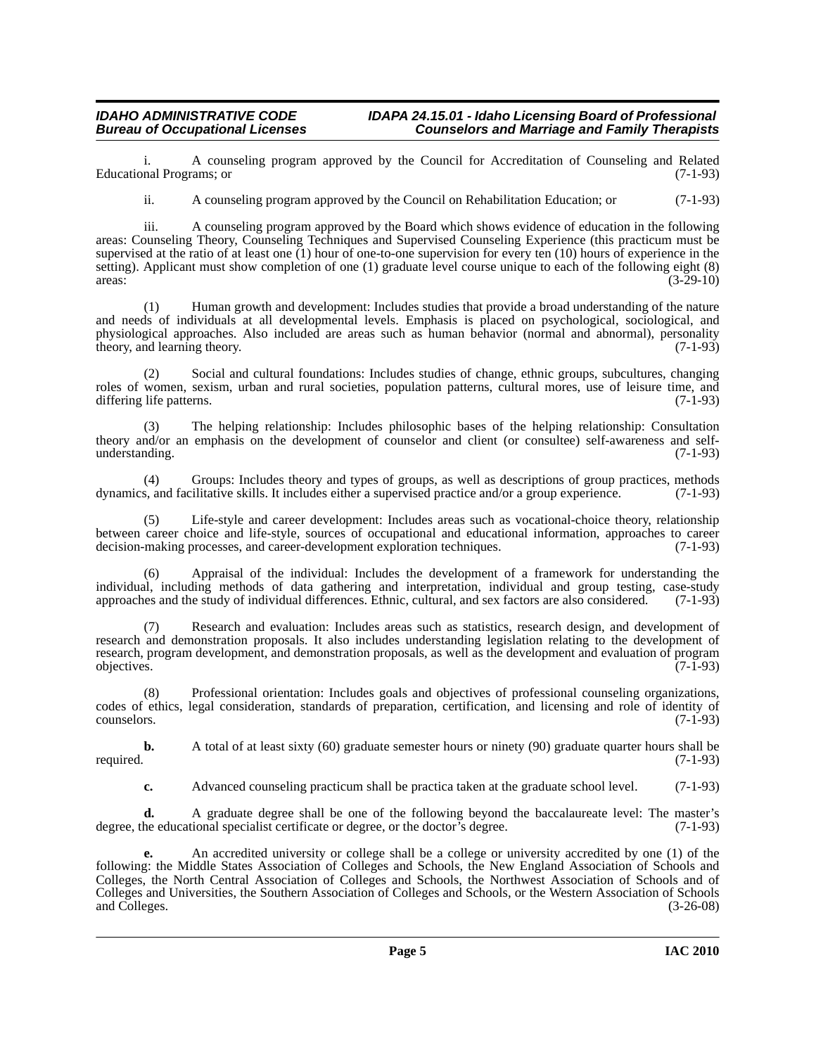i. A counseling program approved by the Council for Accreditation of Counseling and Related Educational Programs; or (7-1-93)

ii. A counseling program approved by the Council on Rehabilitation Education; or (7-1-93)

iii. A counseling program approved by the Board which shows evidence of education in the following areas: Counseling Theory, Counseling Techniques and Supervised Counseling Experience (this practicum must be supervised at the ratio of at least one (1) hour of one-to-one supervision for every ten (10) hours of experience in the setting). Applicant must show completion of one (1) graduate level course unique to each of the following eight (8) areas: (3-29-10)

(1) Human growth and development: Includes studies that provide a broad understanding of the nature and needs of individuals at all developmental levels. Emphasis is placed on psychological, sociological, and physiological approaches. Also included are areas such as human behavior (normal and abnormal), personality theory, and learning theory. (7-1-93)

(2) Social and cultural foundations: Includes studies of change, ethnic groups, subcultures, changing roles of women, sexism, urban and rural societies, population patterns, cultural mores, use of leisure time, and differing life patterns. (7-1-93)

(3) The helping relationship: Includes philosophic bases of the helping relationship: Consultation theory and/or an emphasis on the development of counselor and client (or consultee) self-awareness and self-understanding. (7-1-93)

(4) Groups: Includes theory and types of groups, as well as descriptions of group practices, methods dynamics, and facilitative skills. It includes either a supervised practice and/or a group experience. (7-1-93)

(5) Life-style and career development: Includes areas such as vocational-choice theory, relationship between career choice and life-style, sources of occupational and educational information, approaches to career decision-making processes, and career-development exploration techniques. (7-1-93)

(6) Appraisal of the individual: Includes the development of a framework for understanding the individual, including methods of data gathering and interpretation, individual and group testing, case-study approaches and the study of individual differences. Ethnic, cultural, and sex factors are also considered. (7-1-93)

(7) Research and evaluation: Includes areas such as statistics, research design, and development of research and demonstration proposals. It also includes understanding legislation relating to the development of research, program development, and demonstration proposals, as well as the development and evaluation of program objectives. (7-1-93)

(8) Professional orientation: Includes goals and objectives of professional counseling organizations, codes of ethics, legal consideration, standards of preparation, certification, and licensing and role of identity of counselors. (7-1-93)

**b.** A total of at least sixty (60) graduate semester hours or ninety (90) graduate quarter hours shall be required. (7-1-93)

**c.** Advanced counseling practicum shall be practica taken at the graduate school level. (7-1-93)

**d.** A graduate degree shall be one of the following beyond the baccalaureate level: The master's degree, the educational specialist certificate or degree, or the doctor's degree. (7-1-93)

**e.** An accredited university or college shall be a college or university accredited by one (1) of the following: the Middle States Association of Colleges and Schools, the New England Association of Schools and Colleges, the North Central Association of Colleges and Schools, the Northwest Association of Schools and of Colleges and Universities, the Southern Association of Colleges and Schools, or the Western Association of Schools and Colleges. (3-26-08)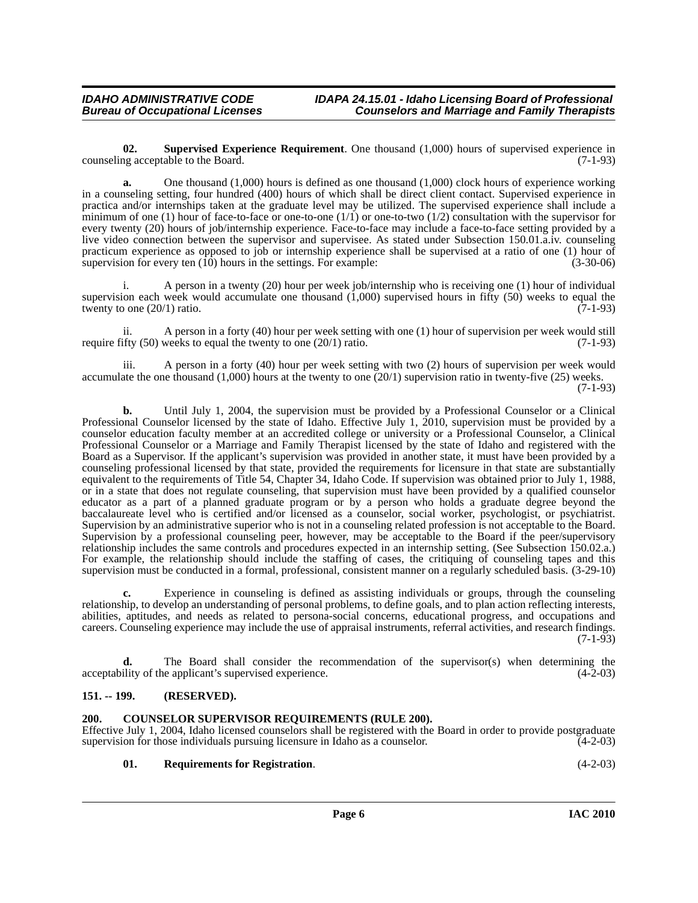**02. Supervised Experience Requirement**. One thousand (1,000) hours of supervised experience in counseling acceptable to the Board. (7-1-93)

**a.** One thousand (1,000) hours is defined as one thousand (1,000) clock hours of experience working in a counseling setting, four hundred (400) hours of which shall be direct client contact. Supervised experience in practica and/or internships taken at the graduate level may be utilized. The supervised experience shall include a minimum of one (1) hour of face-to-face or one-to-one (1/1) or one-to-two (1/2) consultation with the supervisor for every twenty (20) hours of job/internship experience. Face-to-face may include a face-to-face setting provided by a live video connection between the supervisor and supervisee. As stated under Subsection 150.01.a.iv. counseling practicum experience as opposed to job or internship experience shall be supervised at a ratio of one (1) hour of supervision for every ten (10) hours in the settings. For example: (3-30-06)

i. A person in a twenty (20) hour per week job/internship who is receiving one (1) hour of individual supervision each week would accumulate one thousand (1,000) supervised hours in fifty (50) weeks to equal the twenty to one (20/1) ratio. (7-1-93)

ii. A person in a forty (40) hour per week setting with one (1) hour of supervision per week would still require fifty (50) weeks to equal the twenty to one (20/1) ratio. (7-1-93)

iii. A person in a forty (40) hour per week setting with two (2) hours of supervision per week would accumulate the one thousand (1,000) hours at the twenty to one (20/1) supervision ratio in twenty-five (25) weeks. (7-1-93)

**b.** Until July 1, 2004, the supervision must be provided by a Professional Counselor or a Clinical Professional Counselor licensed by the state of Idaho. Effective July 1, 2010, supervision must be provided by a counselor education faculty member at an accredited college or university or a Professional Counselor, a Clinical Professional Counselor or a Marriage and Family Therapist licensed by the state of Idaho and registered with the Board as a Supervisor. If the applicant's supervision was provided in another state, it must have been provided by a counseling professional licensed by that state, provided the requirements for licensure in that state are substantially equivalent to the requirements of Title 54, Chapter 34, Idaho Code. If supervision was obtained prior to July 1, 1988, or in a state that does not regulate counseling, that supervision must have been provided by a qualified counselor educator as a part of a planned graduate program or by a person who holds a graduate degree beyond the baccalaureate level who is certified and/or licensed as a counselor, social worker, psychologist, or psychiatrist. Supervision by an administrative superior who is not in a counseling related profession is not acceptable to the Board. Supervision by a professional counseling peer, however, may be acceptable to the Board if the peer/supervisory relationship includes the same controls and procedures expected in an internship setting. (See Subsection 150.02.a.) For example, the relationship should include the staffing of cases, the critiquing of counseling tapes and this supervision must be conducted in a formal, professional, consistent manner on a regularly scheduled basis. (3-29-10)

**c.** Experience in counseling is defined as assisting individuals or groups, through the counseling relationship, to develop an understanding of personal problems, to define goals, and to plan action reflecting interests, abilities, aptitudes, and needs as related to persona-social concerns, educational progress, and occupations and careers. Counseling experience may include the use of appraisal instruments, referral activities, and research findings. (7-1-93)

**d.** The Board shall consider the recommendation of the supervisor(s) when determining the acceptability of the applicant's supervised experience. (4-2-03)

## 151. -- 199. (RESERVED).

## 200. COUNSELOR SUPERVISOR REQUIREMENTS (RULE 200).

Effective July 1, 2004, Idaho licensed counselors shall be registered with the Board in order to provide postgraduate supervision for those individuals pursuing licensure in Idaho as a counselor. (4-2-03)

**01. Requirements for Registration**. (4-2-03)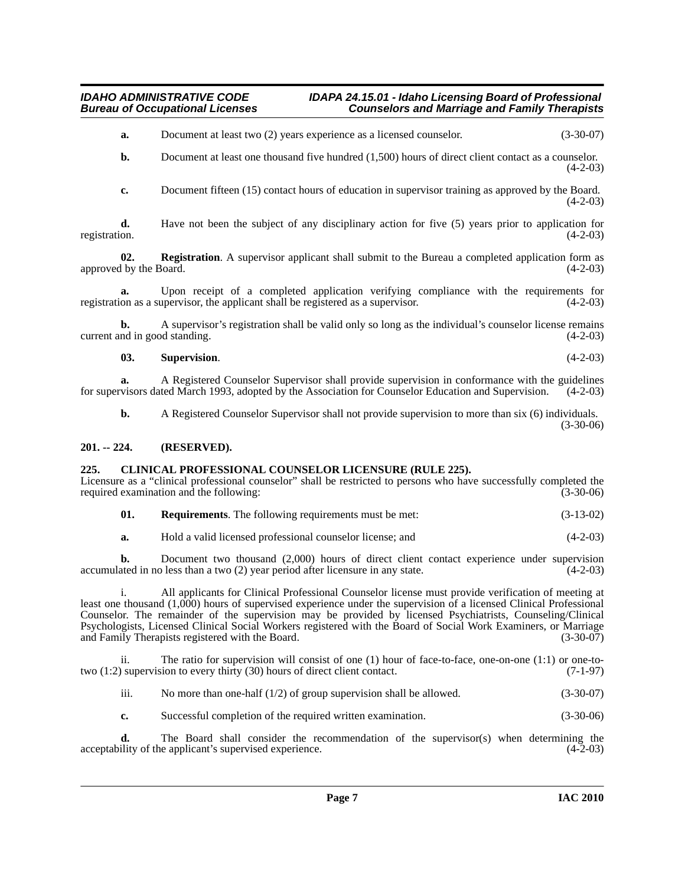**a.** Document at least two (2) years experience as a licensed counselor. (3-30-07)

**b.** Document at least one thousand five hundred (1,500) hours of direct client contact as a counselor. (4-2-03)

**c.** Document fifteen (15) contact hours of education in supervisor training as approved by the Board. (4-2-03)

**d.** Have not been the subject of any disciplinary action for five (5) years prior to application for registration. (4-2-03)

**02. Registration**. A supervisor applicant shall submit to the Bureau a completed application form as approved by the Board. (4-2-03)

**a.** Upon receipt of a completed application verifying compliance with the requirements for registration as a supervisor, the applicant shall be registered as a supervisor. (4-2-03)

**b.** A supervisor's registration shall be valid only so long as the individual's counselor license remains current and in good standing. (4-2-03)

**03. Supervision**. (4-2-03)

**a.** A Registered Counselor Supervisor shall provide supervision in conformance with the guidelines for supervisors dated March 1993, adopted by the Association for Counselor Education and Supervision. (4-2-03)

**b.** A Registered Counselor Supervisor shall not provide supervision to more than six (6) individuals. (3-30-06)

## 201. -- 224. (RESERVED).

## 225. CLINICAL PROFESSIONAL COUNSELOR LICENSURE (RULE 225).

Licensure as a "clinical professional counselor" shall be restricted to persons who have successfully completed the required examination and the following: (3-30-06)

**01. Requirements**. The following requirements must be met: (3-13-02)

**a.** Hold a valid licensed professional counselor license; and (4-2-03)

**b.** Document two thousand (2,000) hours of direct client contact experience under supervision accumulated in no less than a two (2) year period after licensure in any state. (4-2-03)

i. All applicants for Clinical Professional Counselor license must provide verification of meeting at least one thousand (1,000) hours of supervised experience under the supervision of a licensed Clinical Professional Counselor. The remainder of the supervision may be provided by licensed Psychiatrists, Counseling/Clinical Psychologists, Licensed Clinical Social Workers registered with the Board of Social Work Examiners, or Marriage and Family Therapists registered with the Board. (3-30-07)

ii. The ratio for supervision will consist of one (1) hour of face-to-face, one-on-one (1:1) or one-to-two (1:2) supervision to every thirty (30) hours of direct client contact. (7-1-97)

iii. No more than one-half (1/2) of group supervision shall be allowed. (3-30-07)

**c.** Successful completion of the required written examination. (3-30-06)

**d.** The Board shall consider the recommendation of the supervisor(s) when determining the acceptability of the applicant's supervised experience. (4-2-03)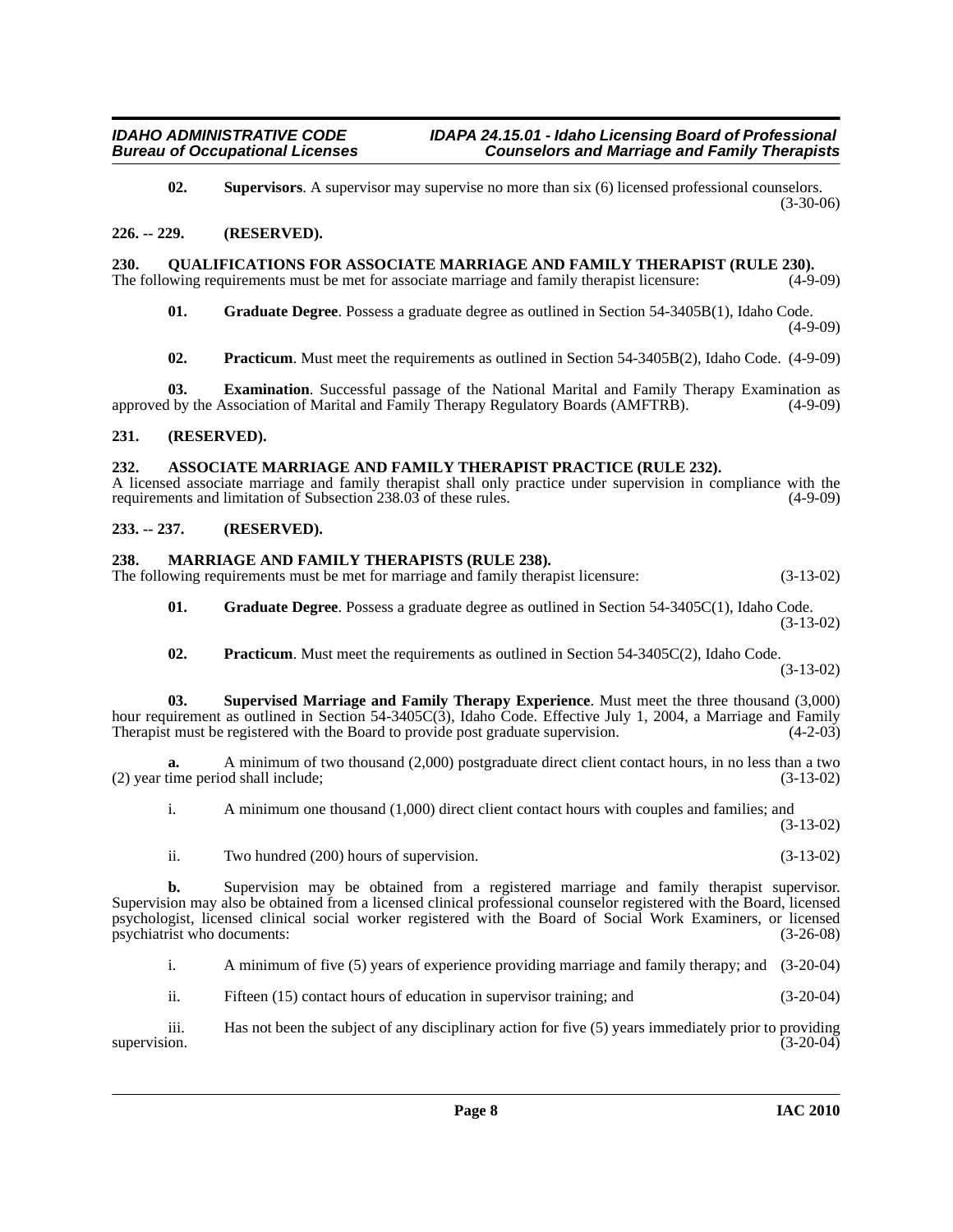**02. Supervisors**. A supervisor may supervise no more than six (6) licensed professional counselors. (3-30-06)

**226. -- 229. (RESERVED).**

**230. QUALIFICATIONS FOR ASSOCIATE MARRIAGE AND FAMILY THERAPIST (RULE 230).**

The following requirements must be met for associate marriage and family therapist licensure: (4-9-09)

**01. Graduate Degree**. Possess a graduate degree as outlined in Section 54-3405B(1), Idaho Code. (4-9-09)

**02. Practicum**. Must meet the requirements as outlined in Section 54-3405B(2), Idaho Code. (4-9-09)

**03. Examination**. Successful passage of the National Marital and Family Therapy Examination as approved by the Association of Marital and Family Therapy Regulatory Boards (AMFTRB). (4-9-09)

**231. (RESERVED).**

**232. ASSOCIATE MARRIAGE AND FAMILY THERAPIST PRACTICE (RULE 232).**

A licensed associate marriage and family therapist shall only practice under supervision in compliance with the requirements and limitation of Subsection 238.03 of these rules. (4-9-09)

**233. -- 237. (RESERVED).**

**238. MARRIAGE AND FAMILY THERAPISTS (RULE 238).**

The following requirements must be met for marriage and family therapist licensure: (3-13-02)

**01. Graduate Degree**. Possess a graduate degree as outlined in Section 54-3405C(1), Idaho Code. (3-13-02)

**02. Practicum**. Must meet the requirements as outlined in Section 54-3405C(2), Idaho Code. (3-13-02)

**03. Supervised Marriage and Family Therapy Experience**. Must meet the three thousand (3,000) hour requirement as outlined in Section 54-3405C(3), Idaho Code. Effective July 1, 2004, a Marriage and Family Therapist must be registered with the Board to provide post graduate supervision. (4-2-03)

**a.** A minimum of two thousand (2,000) postgraduate direct client contact hours, in no less than a two (2) year time period shall include; (3-13-02)

i. A minimum one thousand (1,000) direct client contact hours with couples and families; and (3-13-02)

ii. Two hundred (200) hours of supervision. (3-13-02)

**b.** Supervision may be obtained from a registered marriage and family therapist supervisor. Supervision may also be obtained from a licensed clinical professional counselor registered with the Board, licensed psychologist, licensed clinical social worker registered with the Board of Social Work Examiners, or licensed psychiatrist who documents: (3-26-08)

i. A minimum of five (5) years of experience providing marriage and family therapy; and (3-20-04)

ii. Fifteen (15) contact hours of education in supervisor training; and (3-20-04)

iii. Has not been the subject of any disciplinary action for five (5) years immediately prior to providing supervision. (3-20-04)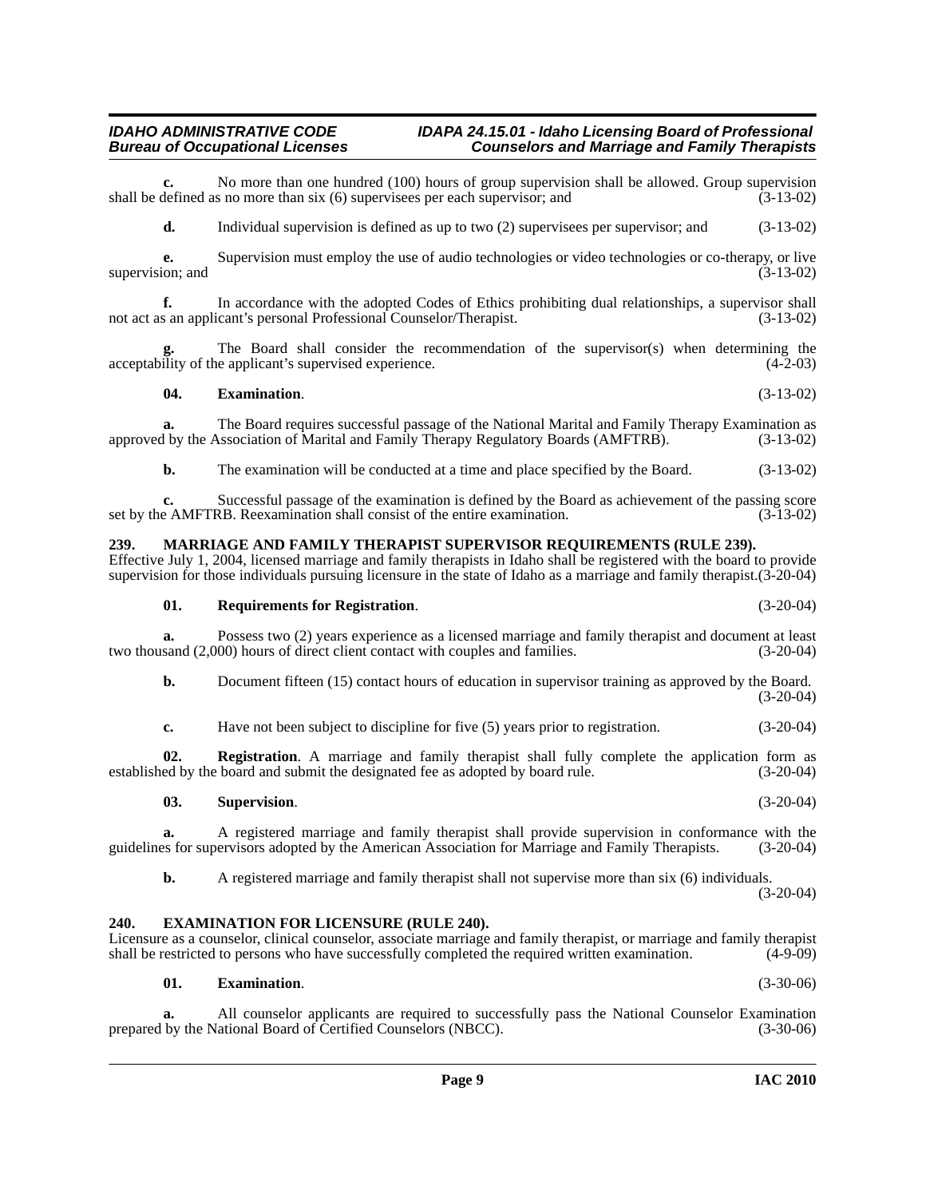**c.** No more than one hundred (100) hours of group supervision shall be allowed. Group supervision shall be defined as no more than six (6) supervisees per each supervisor; and (3-13-02)

**d.** Individual supervision is defined as up to two (2) supervisees per supervisor; and (3-13-02)

**e.** Supervision must employ the use of audio technologies or video technologies or co-therapy, or live supervision; and (3-13-02)

**f.** In accordance with the adopted Codes of Ethics prohibiting dual relationships, a supervisor shall not act as an applicant's personal Professional Counselor/Therapist. (3-13-02)

**g.** The Board shall consider the recommendation of the supervisor(s) when determining the acceptability of the applicant's supervised experience. (4-2-03)

**04. Examination**. (3-13-02)

**a.** The Board requires successful passage of the National Marital and Family Therapy Examination as approved by the Association of Marital and Family Therapy Regulatory Boards (AMFTRB). (3-13-02)

**b.** The examination will be conducted at a time and place specified by the Board. (3-13-02)

**c.** Successful passage of the examination is defined by the Board as achievement of the passing score set by the AMFTRB. Reexamination shall consist of the entire examination. (3-13-02)

## 239. MARRIAGE AND FAMILY THERAPIST SUPERVISOR REQUIREMENTS (RULE 239).

Effective July 1, 2004, licensed marriage and family therapists in Idaho shall be registered with the board to provide supervision for those individuals pursuing licensure in the state of Idaho as a marriage and family therapist.(3-20-04)

**01. Requirements for Registration**. (3-20-04)

**a.** Possess two (2) years experience as a licensed marriage and family therapist and document at least two thousand (2,000) hours of direct client contact with couples and families. (3-20-04)

**b.** Document fifteen (15) contact hours of education in supervisor training as approved by the Board. (3-20-04)

**c.** Have not been subject to discipline for five (5) years prior to registration. (3-20-04)

**02. Registration**. A marriage and family therapist shall fully complete the application form as established by the board and submit the designated fee as adopted by board rule. (3-20-04)

**03. Supervision**. (3-20-04)

**a.** A registered marriage and family therapist shall provide supervision in conformance with the guidelines for supervisors adopted by the American Association for Marriage and Family Therapists. (3-20-04)

**b.** A registered marriage and family therapist shall not supervise more than six (6) individuals. (3-20-04)

## 240. EXAMINATION FOR LICENSURE (RULE 240).

Licensure as a counselor, clinical counselor, associate marriage and family therapist, or marriage and family therapist shall be restricted to persons who have successfully completed the required written examination. (4-9-09)

**01. Examination**. (3-30-06)

**a.** All counselor applicants are required to successfully pass the National Counselor Examination prepared by the National Board of Certified Counselors (NBCC). (3-30-06)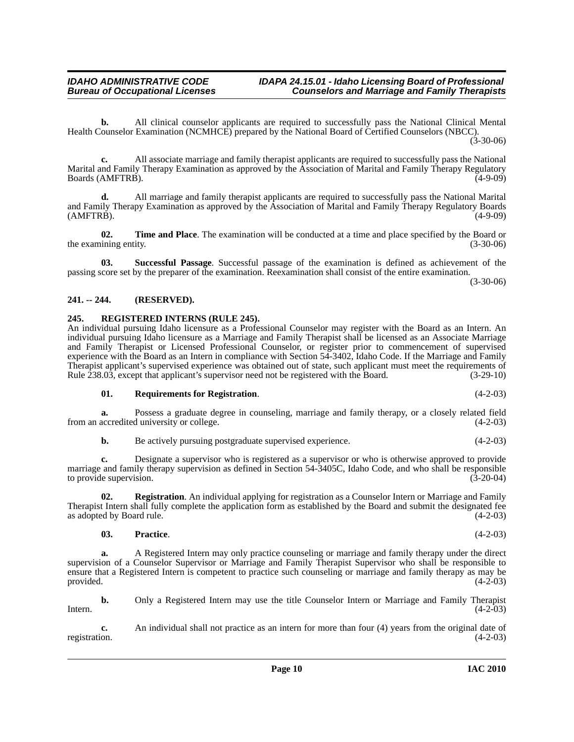**b.** All clinical counselor applicants are required to successfully pass the National Clinical Mental Health Counselor Examination (NCMHCE) prepared by the National Board of Certified Counselors (NBCC). (3-30-06)

**c.** All associate marriage and family therapist applicants are required to successfully pass the National Marital and Family Therapy Examination as approved by the Association of Marital and Family Therapy Regulatory Boards (AMFTRB). (4-9-09)

**d.** All marriage and family therapist applicants are required to successfully pass the National Marital and Family Therapy Examination as approved by the Association of Marital and Family Therapy Regulatory Boards (AMFTRB). (4-9-09)

**02. Time and Place**. The examination will be conducted at a time and place specified by the Board or the examining entity. (3-30-06)

**03. Successful Passage**. Successful passage of the examination is defined as achievement of the passing score set by the preparer of the examination. Reexamination shall consist of the entire examination. (3-30-06)

## 241. -- 244. (RESERVED).

## 245. REGISTERED INTERNS (RULE 245).

An individual pursuing Idaho licensure as a Professional Counselor may register with the Board as an Intern. An individual pursuing Idaho licensure as a Marriage and Family Therapist shall be licensed as an Associate Marriage and Family Therapist or Licensed Professional Counselor, or register prior to commencement of supervised experience with the Board as an Intern in compliance with Section 54-3402, Idaho Code. If the Marriage and Family Therapist applicant's supervised experience was obtained out of state, such applicant must meet the requirements of Rule 238.03, except that applicant's supervisor need not be registered with the Board. (3-29-10)

**01. Requirements for Registration**. (4-2-03)

**a.** Possess a graduate degree in counseling, marriage and family therapy, or a closely related field from an accredited university or college. (4-2-03)

**b.** Be actively pursuing postgraduate supervised experience. (4-2-03)

**c.** Designate a supervisor who is registered as a supervisor or who is otherwise approved to provide marriage and family therapy supervision as defined in Section 54-3405C, Idaho Code, and who shall be responsible to provide supervision. (3-20-04)

**02. Registration**. An individual applying for registration as a Counselor Intern or Marriage and Family Therapist Intern shall fully complete the application form as established by the Board and submit the designated fee as adopted by Board rule. (4-2-03)

**03. Practice**. (4-2-03)

**a.** A Registered Intern may only practice counseling or marriage and family therapy under the direct supervision of a Counselor Supervisor or Marriage and Family Therapist Supervisor who shall be responsible to ensure that a Registered Intern is competent to practice such counseling or marriage and family therapy as may be provided. (4-2-03)

**b.** Only a Registered Intern may use the title Counselor Intern or Marriage and Family Therapist Intern. (4-2-03)

**c.** An individual shall not practice as an intern for more than four (4) years from the original date of registration. (4-2-03)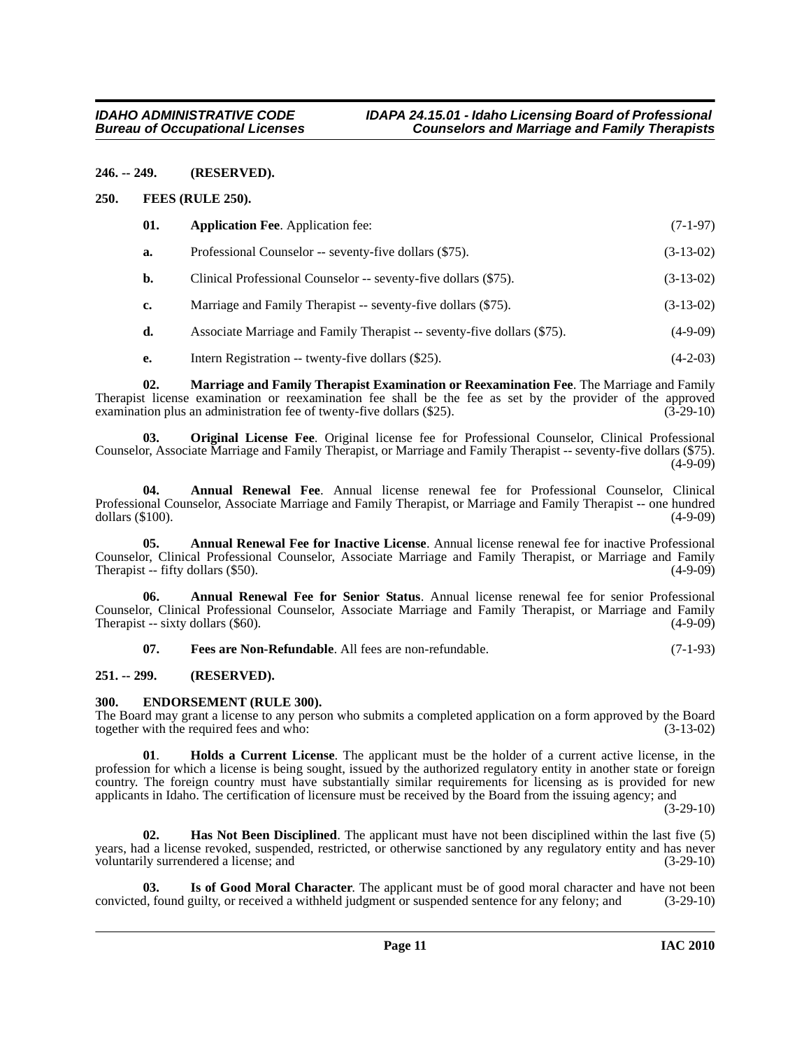**246. -- 249. (RESERVED).**

**250. FEES (RULE 250).**

**01. Application Fee**. Application fee: (7-1-97)

**a.** Professional Counselor -- seventy-five dollars ($75). (3-13-02)

**b.** Clinical Professional Counselor -- seventy-five dollars ($75). (3-13-02)

**c.** Marriage and Family Therapist -- seventy-five dollars ($75). (3-13-02)

**d.** Associate Marriage and Family Therapist -- seventy-five dollars ($75). (4-9-09)

**e.** Intern Registration -- twenty-five dollars ($25). (4-2-03)

**02. Marriage and Family Therapist Examination or Reexamination Fee**. The Marriage and Family Therapist license examination or reexamination fee shall be the fee as set by the provider of the approved examination plus an administration fee of twenty-five dollars ($25). (3-29-10)

**03. Original License Fee**. Original license fee for Professional Counselor, Clinical Professional Counselor, Associate Marriage and Family Therapist, or Marriage and Family Therapist -- seventy-five dollars ($75). (4-9-09)

**04. Annual Renewal Fee**. Annual license renewal fee for Professional Counselor, Clinical Professional Counselor, Associate Marriage and Family Therapist, or Marriage and Family Therapist -- one hundred dollars ($100). (4-9-09)

**05. Annual Renewal Fee for Inactive License**. Annual license renewal fee for inactive Professional Counselor, Clinical Professional Counselor, Associate Marriage and Family Therapist, or Marriage and Family Therapist -- fifty dollars ($50). (4-9-09)

**06. Annual Renewal Fee for Senior Status**. Annual license renewal fee for senior Professional Counselor, Clinical Professional Counselor, Associate Marriage and Family Therapist, or Marriage and Family Therapist -- sixty dollars ($60). (4-9-09)

**07. Fees are Non-Refundable**. All fees are non-refundable. (7-1-93)

**251. -- 299. (RESERVED).**

**300. ENDORSEMENT (RULE 300).**

The Board may grant a license to any person who submits a completed application on a form approved by the Board together with the required fees and who: (3-13-02)

**01**. **Holds a Current License**. The applicant must be the holder of a current active license, in the profession for which a license is being sought, issued by the authorized regulatory entity in another state or foreign country. The foreign country must have substantially similar requirements for licensing as is provided for new applicants in Idaho. The certification of licensure must be received by the Board from the issuing agency; and (3-29-10)

**02. Has Not Been Disciplined**. The applicant must have not been disciplined within the last five (5) years, had a license revoked, suspended, restricted, or otherwise sanctioned by any regulatory entity and has never voluntarily surrendered a license; and (3-29-10)

**03. Is of Good Moral Character**. The applicant must be of good moral character and have not been convicted, found guilty, or received a withheld judgment or suspended sentence for any felony; and (3-29-10)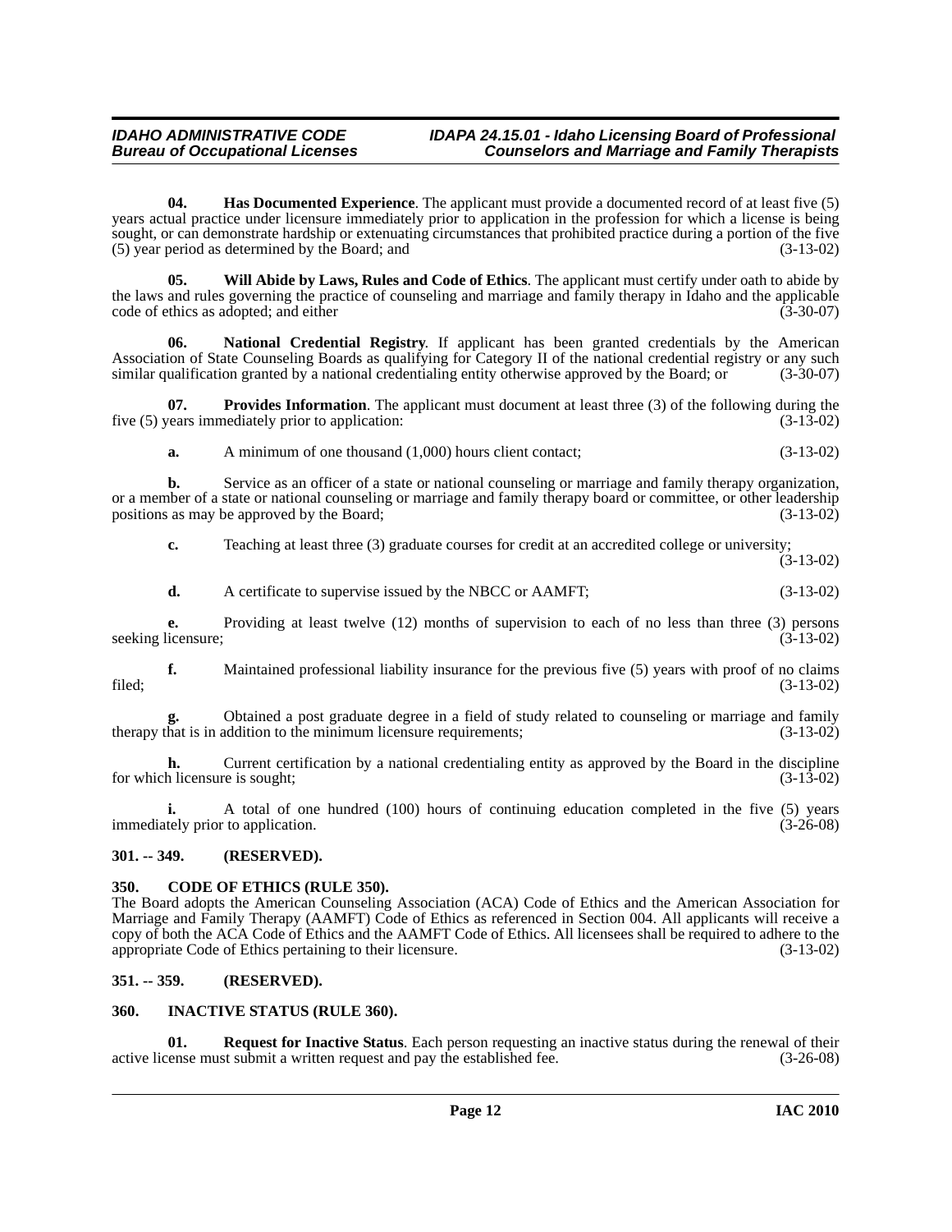**04. Has Documented Experience**. The applicant must provide a documented record of at least five (5) years actual practice under licensure immediately prior to application in the profession for which a license is being sought, or can demonstrate hardship or extenuating circumstances that prohibited practice during a portion of the five (5) year period as determined by the Board; and (3-13-02)

**05. Will Abide by Laws, Rules and Code of Ethics**. The applicant must certify under oath to abide by the laws and rules governing the practice of counseling and marriage and family therapy in Idaho and the applicable code of ethics as adopted; and either (3-30-07)

**06. National Credential Registry**. If applicant has been granted credentials by the American Association of State Counseling Boards as qualifying for Category II of the national credential registry or any such similar qualification granted by a national credentialing entity otherwise approved by the Board; or (3-30-07)

**07. Provides Information**. The applicant must document at least three (3) of the following during the five (5) years immediately prior to application: (3-13-02)

**a.** A minimum of one thousand (1,000) hours client contact; (3-13-02)

**b.** Service as an officer of a state or national counseling or marriage and family therapy organization, or a member of a state or national counseling or marriage and family therapy board or committee, or other leadership positions as may be approved by the Board; (3-13-02)

**c.** Teaching at least three (3) graduate courses for credit at an accredited college or university; (3-13-02)

**d.** A certificate to supervise issued by the NBCC or AAMFT; (3-13-02)

**e.** Providing at least twelve (12) months of supervision to each of no less than three (3) persons seeking licensure; (3-13-02)

**f.** Maintained professional liability insurance for the previous five (5) years with proof of no claims filed; (3-13-02)

**g.** Obtained a post graduate degree in a field of study related to counseling or marriage and family therapy that is in addition to the minimum licensure requirements; (3-13-02)

**h.** Current certification by a national credentialing entity as approved by the Board in the discipline for which licensure is sought; (3-13-02)

**i.** A total of one hundred (100) hours of continuing education completed in the five (5) years immediately prior to application. (3-26-08)

## 301. -- 349. (RESERVED).

## 350. CODE OF ETHICS (RULE 350).

The Board adopts the American Counseling Association (ACA) Code of Ethics and the American Association for Marriage and Family Therapy (AAMFT) Code of Ethics as referenced in Section 004. All applicants will receive a copy of both the ACA Code of Ethics and the AAMFT Code of Ethics. All licensees shall be required to adhere to the appropriate Code of Ethics pertaining to their licensure. (3-13-02)

## 351. -- 359. (RESERVED).

## 360. INACTIVE STATUS (RULE 360).

**01. Request for Inactive Status**. Each person requesting an inactive status during the renewal of their active license must submit a written request and pay the established fee. (3-26-08)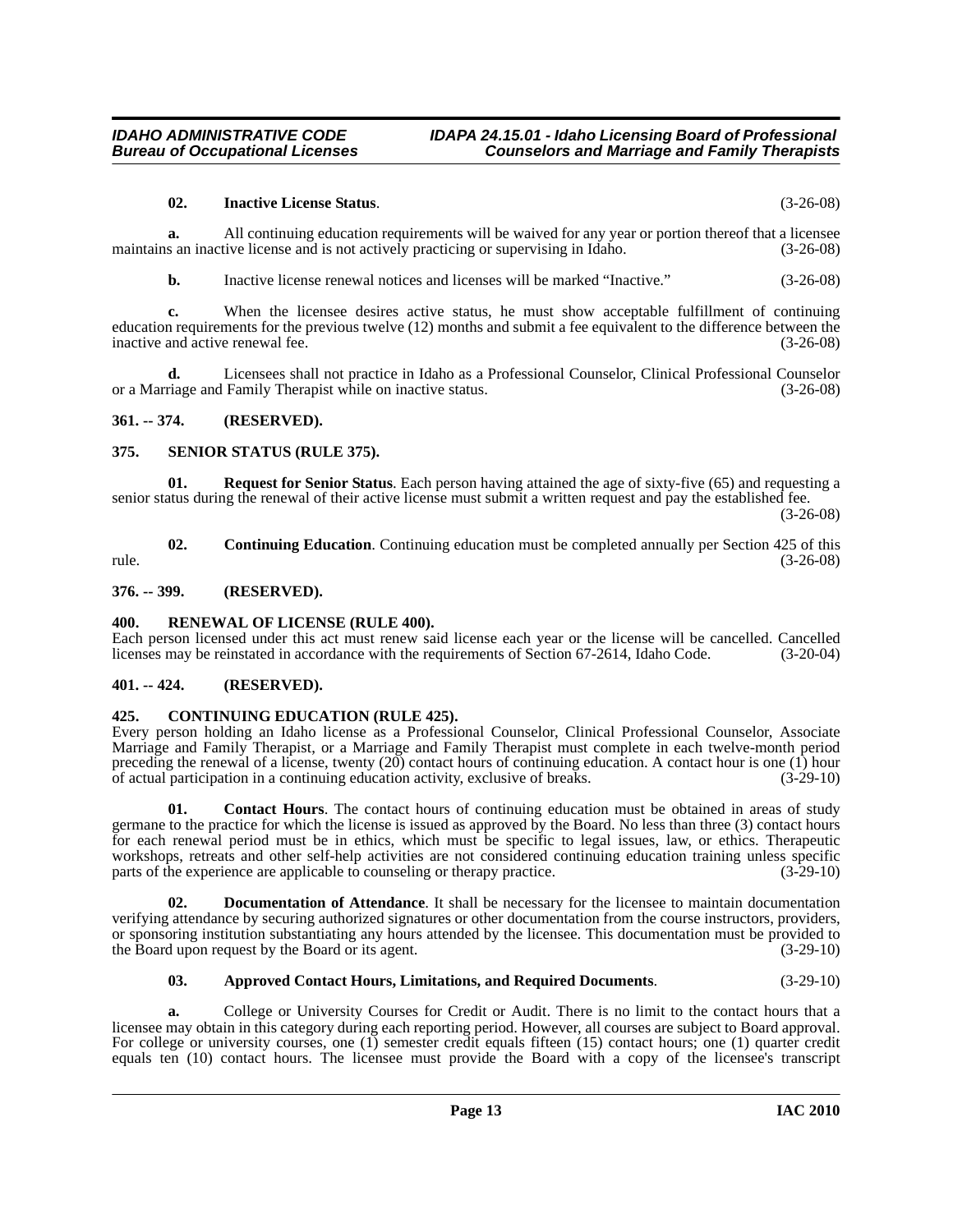**02. Inactive License Status**. (3-26-08)

**a.** All continuing education requirements will be waived for any year or portion thereof that a licensee maintains an inactive license and is not actively practicing or supervising in Idaho. (3-26-08)

**b.** Inactive license renewal notices and licenses will be marked "Inactive." (3-26-08)

**c.** When the licensee desires active status, he must show acceptable fulfillment of continuing education requirements for the previous twelve (12) months and submit a fee equivalent to the difference between the inactive and active renewal fee. (3-26-08)

**d.** Licensees shall not practice in Idaho as a Professional Counselor, Clinical Professional Counselor or a Marriage and Family Therapist while on inactive status. (3-26-08)

## 361. -- 374. (RESERVED).

## 375. SENIOR STATUS (RULE 375).

**01. Request for Senior Status**. Each person having attained the age of sixty-five (65) and requesting a senior status during the renewal of their active license must submit a written request and pay the established fee. (3-26-08)

**02. Continuing Education**. Continuing education must be completed annually per Section 425 of this rule. (3-26-08)

## 376. -- 399. (RESERVED).

## 400. RENEWAL OF LICENSE (RULE 400).

Each person licensed under this act must renew said license each year or the license will be cancelled. Cancelled licenses may be reinstated in accordance with the requirements of Section 67-2614, Idaho Code. (3-20-04)

## 401. -- 424. (RESERVED).

## 425. CONTINUING EDUCATION (RULE 425).

Every person holding an Idaho license as a Professional Counselor, Clinical Professional Counselor, Associate Marriage and Family Therapist, or a Marriage and Family Therapist must complete in each twelve-month period preceding the renewal of a license, twenty (20) contact hours of continuing education. A contact hour is one (1) hour of actual participation in a continuing education activity, exclusive of breaks. (3-29-10)

**01. Contact Hours**. The contact hours of continuing education must be obtained in areas of study germane to the practice for which the license is issued as approved by the Board. No less than three (3) contact hours for each renewal period must be in ethics, which must be specific to legal issues, law, or ethics. Therapeutic workshops, retreats and other self-help activities are not considered continuing education training unless specific parts of the experience are applicable to counseling or therapy practice. (3-29-10)

**02. Documentation of Attendance**. It shall be necessary for the licensee to maintain documentation verifying attendance by securing authorized signatures or other documentation from the course instructors, providers, or sponsoring institution substantiating any hours attended by the licensee. This documentation must be provided to the Board upon request by the Board or its agent. (3-29-10)

**03. Approved Contact Hours, Limitations, and Required Documents**. (3-29-10)

**a.** College or University Courses for Credit or Audit. There is no limit to the contact hours that a licensee may obtain in this category during each reporting period. However, all courses are subject to Board approval. For college or university courses, one (1) semester credit equals fifteen (15) contact hours; one (1) quarter credit equals ten (10) contact hours. The licensee must provide the Board with a copy of the licensee's transcript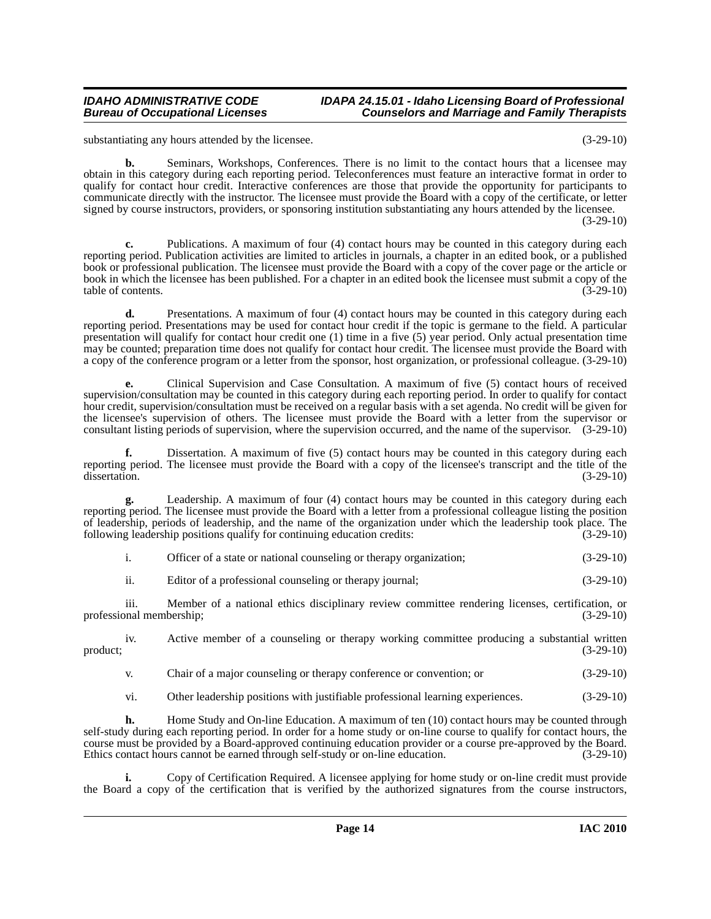substantiating any hours attended by the licensee. (3-29-10)

**b.** Seminars, Workshops, Conferences. There is no limit to the contact hours that a licensee may obtain in this category during each reporting period. Teleconferences must feature an interactive format in order to qualify for contact hour credit. Interactive conferences are those that provide the opportunity for participants to communicate directly with the instructor. The licensee must provide the Board with a copy of the certificate, or letter signed by course instructors, providers, or sponsoring institution substantiating any hours attended by the licensee. (3-29-10)

**c.** Publications. A maximum of four (4) contact hours may be counted in this category during each reporting period. Publication activities are limited to articles in journals, a chapter in an edited book, or a published book or professional publication. The licensee must provide the Board with a copy of the cover page or the article or book in which the licensee has been published. For a chapter in an edited book the licensee must submit a copy of the table of contents. (3-29-10)

**d.** Presentations. A maximum of four (4) contact hours may be counted in this category during each reporting period. Presentations may be used for contact hour credit if the topic is germane to the field. A particular presentation will qualify for contact hour credit one (1) time in a five (5) year period. Only actual presentation time may be counted; preparation time does not qualify for contact hour credit. The licensee must provide the Board with a copy of the conference program or a letter from the sponsor, host organization, or professional colleague. (3-29-10)

**e.** Clinical Supervision and Case Consultation. A maximum of five (5) contact hours of received supervision/consultation may be counted in this category during each reporting period. In order to qualify for contact hour credit, supervision/consultation must be received on a regular basis with a set agenda. No credit will be given for the licensee's supervision of others. The licensee must provide the Board with a letter from the supervisor or consultant listing periods of supervision, where the supervision occurred, and the name of the supervisor. (3-29-10)

**f.** Dissertation. A maximum of five (5) contact hours may be counted in this category during each reporting period. The licensee must provide the Board with a copy of the licensee's transcript and the title of the dissertation. (3-29-10)

**g.** Leadership. A maximum of four (4) contact hours may be counted in this category during each reporting period. The licensee must provide the Board with a letter from a professional colleague listing the position of leadership, periods of leadership, and the name of the organization under which the leadership took place. The following leadership positions qualify for continuing education credits: (3-29-10)

i. Officer of a state or national counseling or therapy organization; (3-29-10)

ii. Editor of a professional counseling or therapy journal; (3-29-10)

iii. Member of a national ethics disciplinary review committee rendering licenses, certification, or professional membership; (3-29-10)

iv. Active member of a counseling or therapy working committee producing a substantial written product; (3-29-10)

v. Chair of a major counseling or therapy conference or convention; or (3-29-10)

vi. Other leadership positions with justifiable professional learning experiences. (3-29-10)

**h.** Home Study and On-line Education. A maximum of ten (10) contact hours may be counted through self-study during each reporting period. In order for a home study or on-line course to qualify for contact hours, the course must be provided by a Board-approved continuing education provider or a course pre-approved by the Board. Ethics contact hours cannot be earned through self-study or on-line education. (3-29-10)

**i.** Copy of Certification Required. A licensee applying for home study or on-line credit must provide the Board a copy of the certification that is verified by the authorized signatures from the course instructors,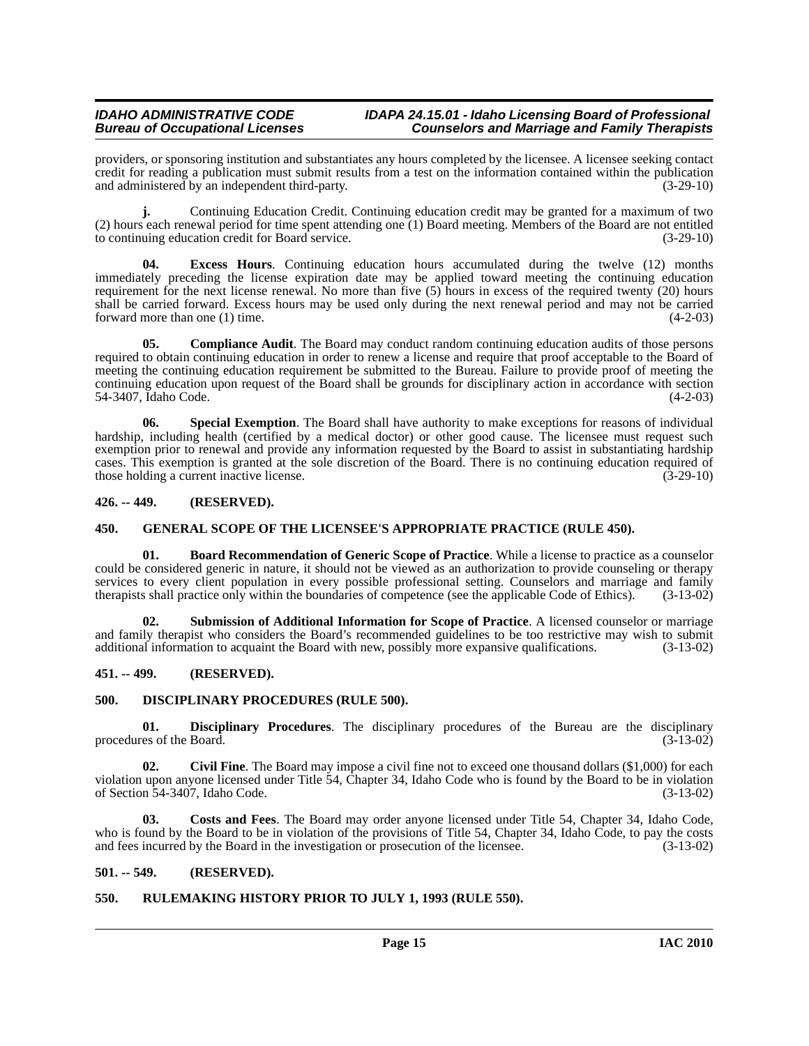providers, or sponsoring institution and substantiates any hours completed by the licensee. A licensee seeking contact credit for reading a publication must submit results from a test on the information contained within the publication and administered by an independent third-party. (3-29-10)

**j.** Continuing Education Credit. Continuing education credit may be granted for a maximum of two (2) hours each renewal period for time spent attending one (1) Board meeting. Members of the Board are not entitled to continuing education credit for Board service. (3-29-10)

**04. Excess Hours**. Continuing education hours accumulated during the twelve (12) months immediately preceding the license expiration date may be applied toward meeting the continuing education requirement for the next license renewal. No more than five (5) hours in excess of the required twenty (20) hours shall be carried forward. Excess hours may be used only during the next renewal period and may not be carried forward more than one (1) time. (4-2-03)

**05. Compliance Audit**. The Board may conduct random continuing education audits of those persons required to obtain continuing education in order to renew a license and require that proof acceptable to the Board of meeting the continuing education requirement be submitted to the Bureau. Failure to provide proof of meeting the continuing education upon request of the Board shall be grounds for disciplinary action in accordance with section 54-3407, Idaho Code. (4-2-03)

**06. Special Exemption**. The Board shall have authority to make exceptions for reasons of individual hardship, including health (certified by a medical doctor) or other good cause. The licensee must request such exemption prior to renewal and provide any information requested by the Board to assist in substantiating hardship cases. This exemption is granted at the sole discretion of the Board. There is no continuing education required of those holding a current inactive license. (3-29-10)

## 426. -- 449. (RESERVED).

## 450. GENERAL SCOPE OF THE LICENSEE'S APPROPRIATE PRACTICE (RULE 450).

**01. Board Recommendation of Generic Scope of Practice**. While a license to practice as a counselor could be considered generic in nature, it should not be viewed as an authorization to provide counseling or therapy services to every client population in every possible professional setting. Counselors and marriage and family therapists shall practice only within the boundaries of competence (see the applicable Code of Ethics). (3-13-02)

**02. Submission of Additional Information for Scope of Practice**. A licensed counselor or marriage and family therapist who considers the Board's recommended guidelines to be too restrictive may wish to submit additional information to acquaint the Board with new, possibly more expansive qualifications. (3-13-02)

## 451. -- 499. (RESERVED).

## 500. DISCIPLINARY PROCEDURES (RULE 500).

**01. Disciplinary Procedures**. The disciplinary procedures of the Bureau are the disciplinary procedures of the Board. (3-13-02)

**02. Civil Fine**. The Board may impose a civil fine not to exceed one thousand dollars ($1,000) for each violation upon anyone licensed under Title 54, Chapter 34, Idaho Code who is found by the Board to be in violation of Section 54-3407, Idaho Code. (3-13-02)

**03. Costs and Fees**. The Board may order anyone licensed under Title 54, Chapter 34, Idaho Code, who is found by the Board to be in violation of the provisions of Title 54, Chapter 34, Idaho Code, to pay the costs and fees incurred by the Board in the investigation or prosecution of the licensee. (3-13-02)

## 501. -- 549. (RESERVED).

## 550. RULEMAKING HISTORY PRIOR TO JULY 1, 1993 (RULE 550).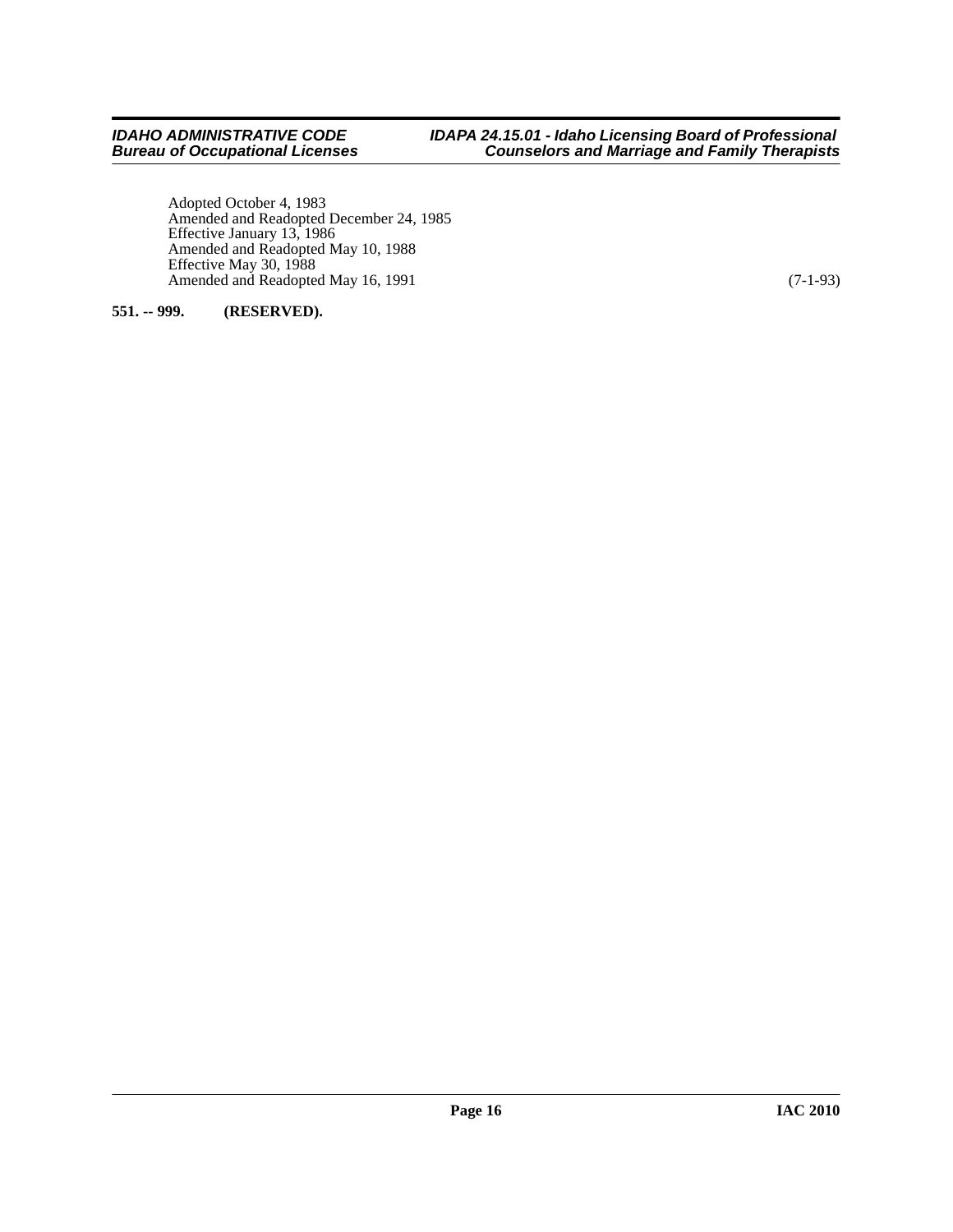Adopted October 4, 1983
Amended and Readopted December 24, 1985
Effective January 13, 1986
Amended and Readopted May 10, 1988
Effective May 30, 1988
Amended and Readopted May 16, 1991 (7-1-93)

**551. -- 999. (RESERVED).**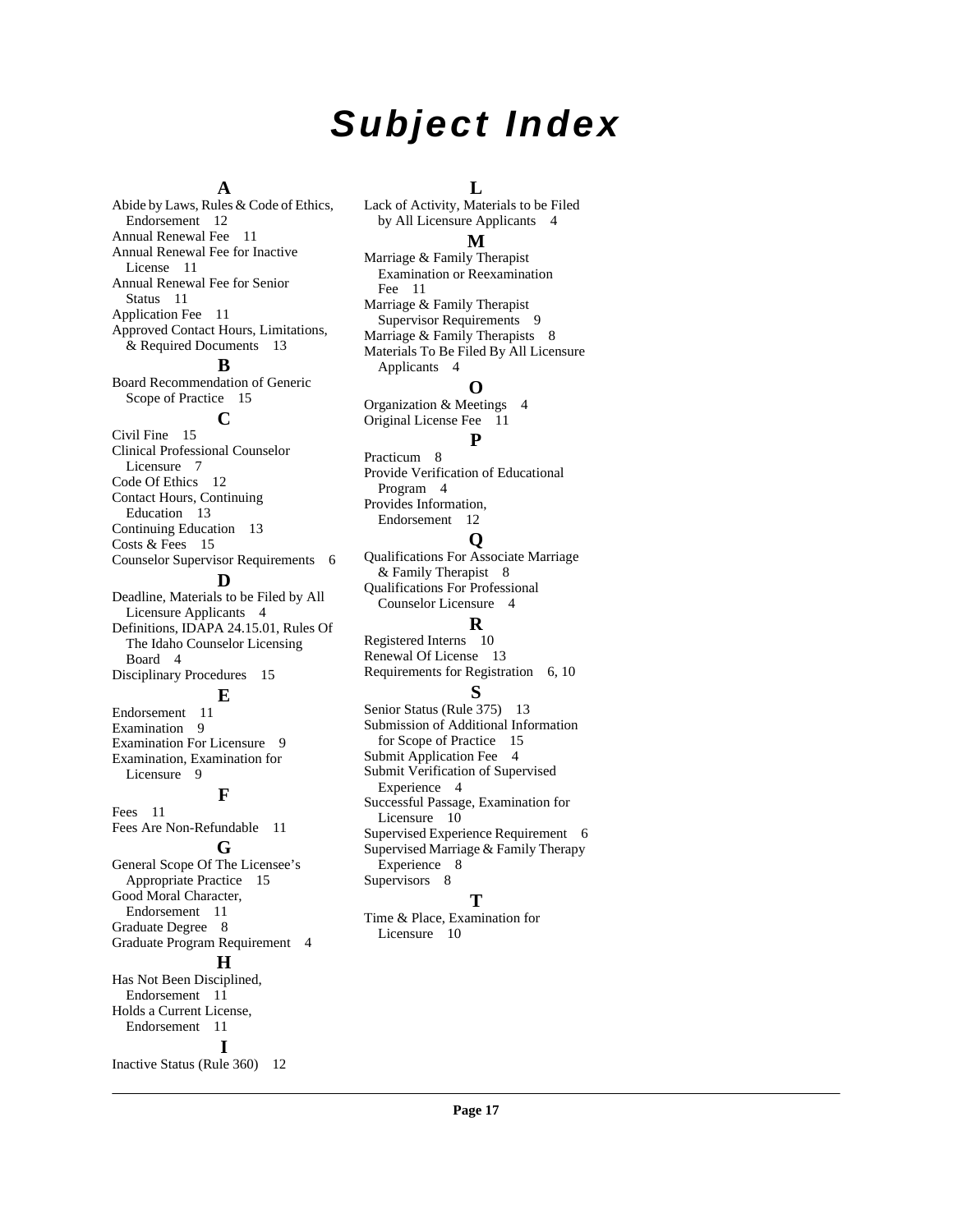# Subject Index

## A

Abide by Laws, Rules & Code of Ethics, Endorsement 12
Annual Renewal Fee 11
Annual Renewal Fee for Inactive License 11
Annual Renewal Fee for Senior Status 11
Application Fee 11
Approved Contact Hours, Limitations, & Required Documents 13

## B

Board Recommendation of Generic Scope of Practice 15

## C

Civil Fine 15
Clinical Professional Counselor Licensure 7
Code Of Ethics 12
Contact Hours, Continuing Education 13
Continuing Education 13
Costs & Fees 15
Counselor Supervisor Requirements 6

## D

Deadline, Materials to be Filed by All Licensure Applicants 4
Definitions, IDAPA 24.15.01, Rules Of The Idaho Counselor Licensing Board 4
Disciplinary Procedures 15

## E

Endorsement 11
Examination 9
Examination For Licensure 9
Examination, Examination for Licensure 9

## F

Fees 11
Fees Are Non-Refundable 11

## G

General Scope Of The Licensee's Appropriate Practice 15
Good Moral Character, Endorsement 11
Graduate Degree 8
Graduate Program Requirement 4

## H

Has Not Been Disciplined, Endorsement 11
Holds a Current License, Endorsement 11

## I

Inactive Status (Rule 360) 12

## L

Lack of Activity, Materials to be Filed by All Licensure Applicants 4

## M

Marriage & Family Therapist Examination or Reexamination Fee 11
Marriage & Family Therapist Supervisor Requirements 9
Marriage & Family Therapists 8
Materials To Be Filed By All Licensure Applicants 4

## O

Organization & Meetings 4
Original License Fee 11

## P

Practicum 8
Provide Verification of Educational Program 4
Provides Information, Endorsement 12

## Q

Qualifications For Associate Marriage & Family Therapist 8
Qualifications For Professional Counselor Licensure 4

## R

Registered Interns 10
Renewal Of License 13
Requirements for Registration 6, 10

## S

Senior Status (Rule 375) 13
Submission of Additional Information for Scope of Practice 15
Submit Application Fee 4
Submit Verification of Supervised Experience 4
Successful Passage, Examination for Licensure 10
Supervised Experience Requirement 6
Supervised Marriage & Family Therapy Experience 8
Supervisors 8

## T

Time & Place, Examination for Licensure 10